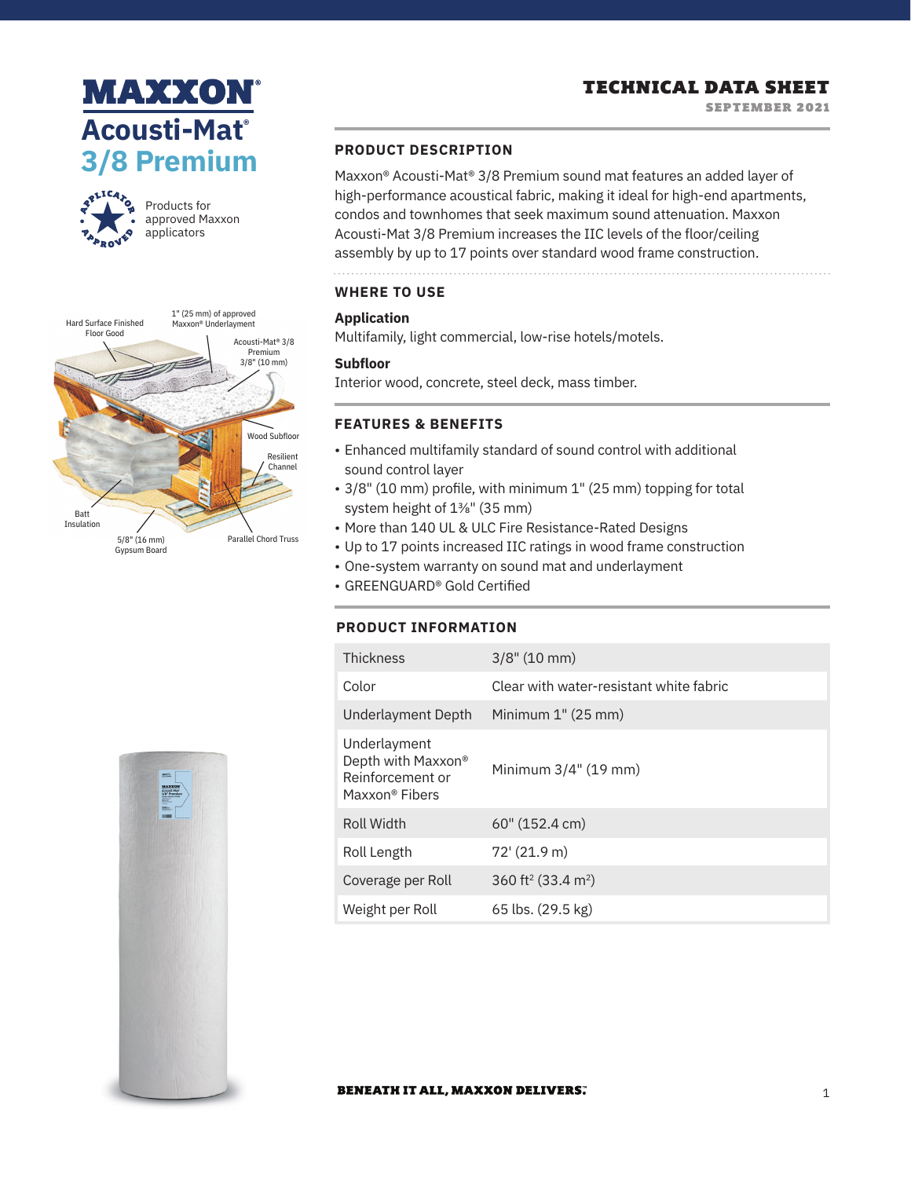# MAXXON® Acousti-Mat® 3/8 Premium

Products for approved Maxxon applicators

## TECHNICAL DATA SHEET

SEPTEMBER 2021

Hard Surface Finished Floor Good

1" (25 mm) of approved Maxxon® Underlayment

Acousti-Mat® 3/8 Premium 3/8" (10 mm)

Wood Subfloor

Resilient Channel

Batt Insulation

5/8" (16 mm) Gypsum Board

Parallel Chord Truss

### PRODUCT DESCRIPTION

Maxxon® Acousti-Mat® 3/8 Premium sound mat features an added layer of high-performance acoustical fabric, making it ideal for high-end apartments, condos and townhomes that seek maximum sound attenuation. Maxxon Acousti-Mat 3/8 Premium increases the IIC levels of the floor/ceiling assembly by up to 17 points over standard wood frame construction.

### WHERE TO USE

**Application**

Multifamily, light commercial, low-rise hotels/motels.

**Subfloor**

Interior wood, concrete, steel deck, mass timber.

### FEATURES & BENEFITS

- Enhanced multifamily standard of sound control with additional sound control layer
- 3/8" (10 mm) profile, with minimum 1" (25 mm) topping for total system height of 1⅜" (35 mm)
- More than 140 UL & ULC Fire Resistance-Rated Designs
- Up to 17 points increased IIC ratings in wood frame construction
- One-system warranty on sound mat and underlayment
- GREENGUARD® Gold Certified

### PRODUCT INFORMATION

| | |
|---|---|
| Thickness | 3/8" (10 mm) |
| Color | Clear with water-resistant white fabric |
| Underlayment Depth | Minimum 1" (25 mm) |
| Underlayment Depth with Maxxon® Reinforcement or Maxxon® Fibers | Minimum 3/4" (19 mm) |
| Roll Width | 60" (152.4 cm) |
| Roll Length | 72' (21.9 m) |
| Coverage per Roll | 360 ft² (33.4 m²) |
| Weight per Roll | 65 lbs. (29.5 kg) |

**BENEATH IT ALL, MAXXON DELIVERS.™**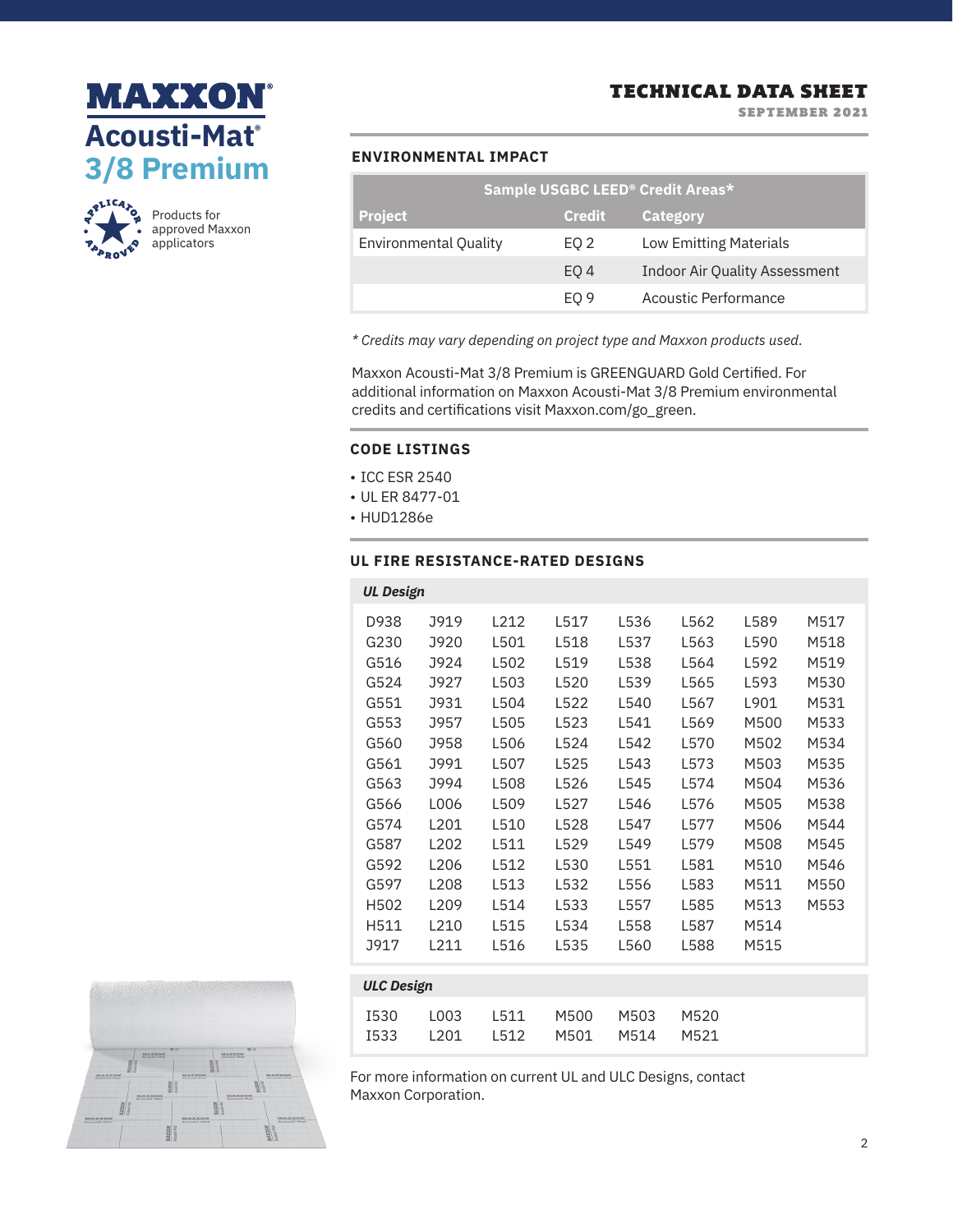# MAXXON® Acousti-Mat® 3/8 Premium

Products for approved Maxxon applicators

## TECHNICAL DATA SHEET

SEPTEMBER 2021

### ENVIRONMENTAL IMPACT

| Sample USGBC LEED® Credit Areas* | | |
|---|---|---|
| **Project** | **Credit** | **Category** |
| Environmental Quality | EQ 2 | Low Emitting Materials |
| | EQ 4 | Indoor Air Quality Assessment |
| | EQ 9 | Acoustic Performance |

*\* Credits may vary depending on project type and Maxxon products used.*

Maxxon Acousti-Mat 3/8 Premium is GREENGUARD Gold Certified. For additional information on Maxxon Acousti-Mat 3/8 Premium environmental credits and certifications visit Maxxon.com/go_green.

### CODE LISTINGS

- ICC ESR 2540
- UL ER 8477-01
- HUD1286e

### UL FIRE RESISTANCE-RATED DESIGNS

| ***UL Design*** | | | | | | | |
|---|---|---|---|---|---|---|---|
| D938 | J919 | L212 | L517 | L536 | L562 | L589 | M517 |
| G230 | J920 | L501 | L518 | L537 | L563 | L590 | M518 |
| G516 | J924 | L502 | L519 | L538 | L564 | L592 | M519 |
| G524 | J927 | L503 | L520 | L539 | L565 | L593 | M530 |
| G551 | J931 | L504 | L522 | L540 | L567 | L901 | M531 |
| G553 | J957 | L505 | L523 | L541 | L569 | M500 | M533 |
| G560 | J958 | L506 | L524 | L542 | L570 | M502 | M534 |
| G561 | J991 | L507 | L525 | L543 | L573 | M503 | M535 |
| G563 | J994 | L508 | L526 | L545 | L574 | M504 | M536 |
| G566 | L006 | L509 | L527 | L546 | L576 | M505 | M538 |
| G574 | L201 | L510 | L528 | L547 | L577 | M506 | M544 |
| G587 | L202 | L511 | L529 | L549 | L579 | M508 | M545 |
| G592 | L206 | L512 | L530 | L551 | L581 | M510 | M546 |
| G597 | L208 | L513 | L532 | L556 | L583 | M511 | M550 |
| H502 | L209 | L514 | L533 | L557 | L585 | M513 | M553 |
| H511 | L210 | L515 | L534 | L558 | L587 | M514 | |
| J917 | L211 | L516 | L535 | L560 | L588 | M515 | |

| ***ULC Design*** | | | | | |
|---|---|---|---|---|---|
| I530 | L003 | L511 | M500 | M503 | M520 |
| I533 | L201 | L512 | M501 | M514 | M521 |

For more information on current UL and ULC Designs, contact Maxxon Corporation.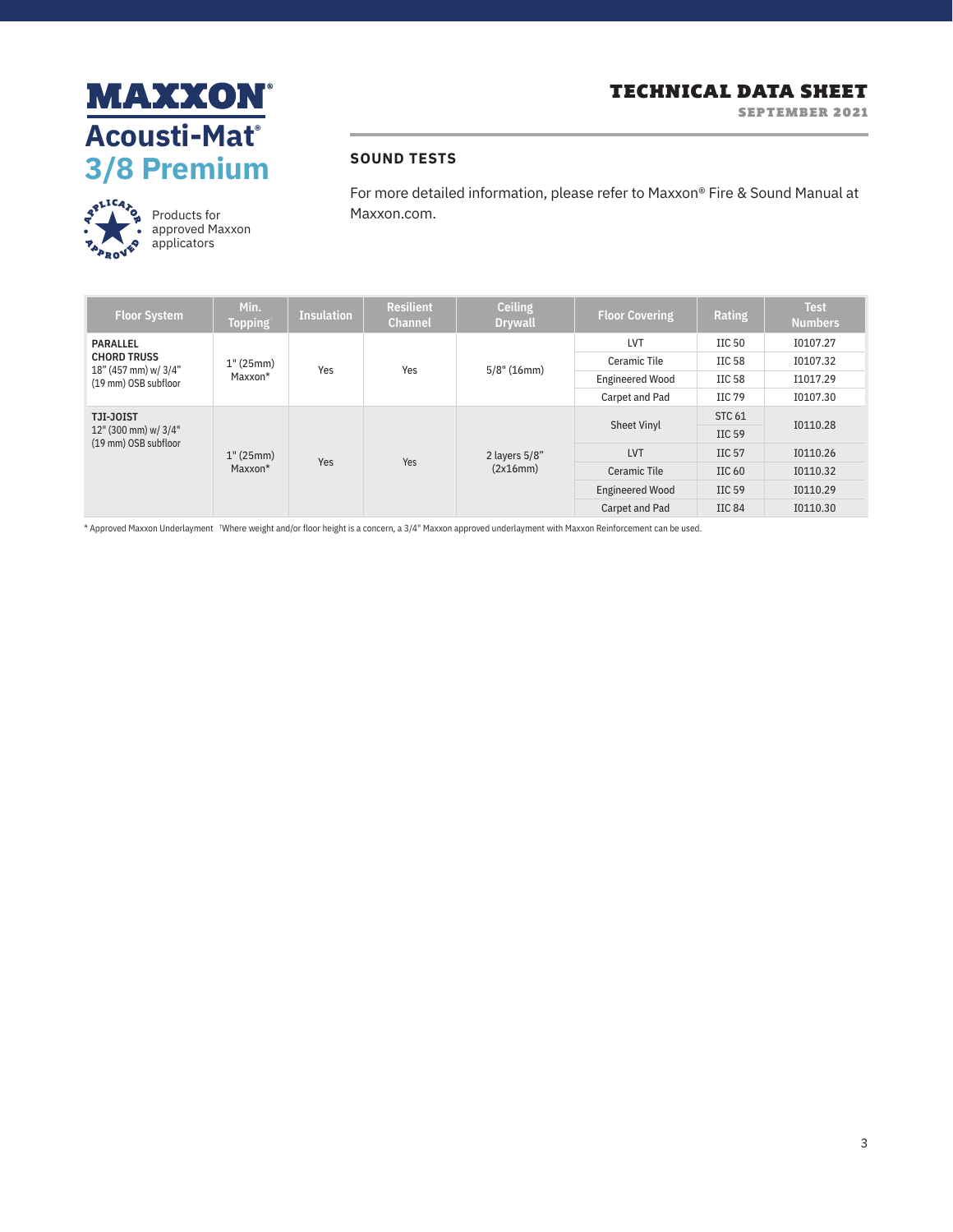# MAXXON®

## Acousti-Mat®
## 3/8 Premium

Products for approved Maxxon applicators

## TECHNICAL DATA SHEET

SEPTEMBER 2021

### SOUND TESTS

For more detailed information, please refer to Maxxon® Fire & Sound Manual at Maxxon.com.

| Floor System | Min. Topping | Insulation | Resilient Channel | Ceiling Drywall | Floor Covering | Rating | Test Numbers |
|---|---|---|---|---|---|---|---|
| **PARALLEL CHORD TRUSS** 18" (457 mm) w/ 3/4" (19 mm) OSB subfloor | 1" (25mm) Maxxon* | Yes | Yes | 5/8" (16mm) | LVT | IIC 50 | I0107.27 |
| | | | | | Ceramic Tile | IIC 58 | I0107.32 |
| | | | | | Engineered Wood | IIC 58 | I1017.29 |
| | | | | | Carpet and Pad | IIC 79 | I0107.30 |
| **TJI-JOIST** 12" (300 mm) w/ 3/4" (19 mm) OSB subfloor | 1" (25mm) Maxxon* | Yes | Yes | 2 layers 5/8" (2x16mm) | Sheet Vinyl | STC 61 | I0110.28 |
| | | | | | | IIC 59 | |
| | | | | | LVT | IIC 57 | I0110.26 |
| | | | | | Ceramic Tile | IIC 60 | I0110.32 |
| | | | | | Engineered Wood | IIC 59 | I0110.29 |
| | | | | | Carpet and Pad | IIC 84 | I0110.30 |

\* Approved Maxxon Underlayment †Where weight and/or floor height is a concern, a 3/4" Maxxon approved underlayment with Maxxon Reinforcement can be used.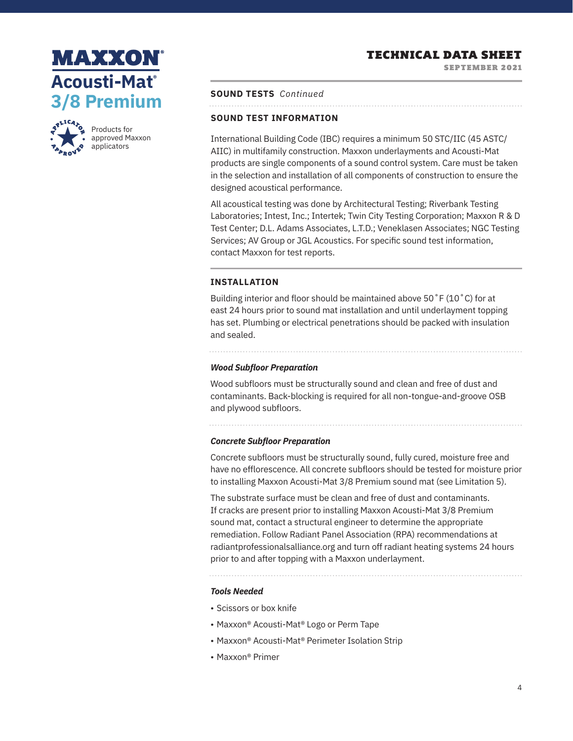## SOUND TESTS *Continued*

### SOUND TEST INFORMATION

International Building Code (IBC) requires a minimum 50 STC/IIC (45 ASTC/AIIC) in multifamily construction. Maxxon underlayments and Acousti-Mat products are single components of a sound control system. Care must be taken in the selection and installation of all components of construction to ensure the designed acoustical performance.

All acoustical testing was done by Architectural Testing; Riverbank Testing Laboratories; Intest, Inc.; Intertek; Twin City Testing Corporation; Maxxon R & D Test Center; D.L. Adams Associates, L.T.D.; Veneklasen Associates; NGC Testing Services; AV Group or JGL Acoustics. For specific sound test information, contact Maxxon for test reports.

## INSTALLATION

Building interior and floor should be maintained above 50˚F (10˚C) for at east 24 hours prior to sound mat installation and until underlayment topping has set. Plumbing or electrical penetrations should be packed with insulation and sealed.

### *Wood Subfloor Preparation*

Wood subfloors must be structurally sound and clean and free of dust and contaminants. Back-blocking is required for all non-tongue-and-groove OSB and plywood subfloors.

### *Concrete Subfloor Preparation*

Concrete subfloors must be structurally sound, fully cured, moisture free and have no efflorescence. All concrete subfloors should be tested for moisture prior to installing Maxxon Acousti-Mat 3/8 Premium sound mat (see Limitation 5).

The substrate surface must be clean and free of dust and contaminants. If cracks are present prior to installing Maxxon Acousti-Mat 3/8 Premium sound mat, contact a structural engineer to determine the appropriate remediation. Follow Radiant Panel Association (RPA) recommendations at radiantprofessionalsalliance.org and turn off radiant heating systems 24 hours prior to and after topping with a Maxxon underlayment.

### *Tools Needed*

- Scissors or box knife
- Maxxon® Acousti-Mat® Logo or Perm Tape
- Maxxon® Acousti-Mat® Perimeter Isolation Strip
- Maxxon® Primer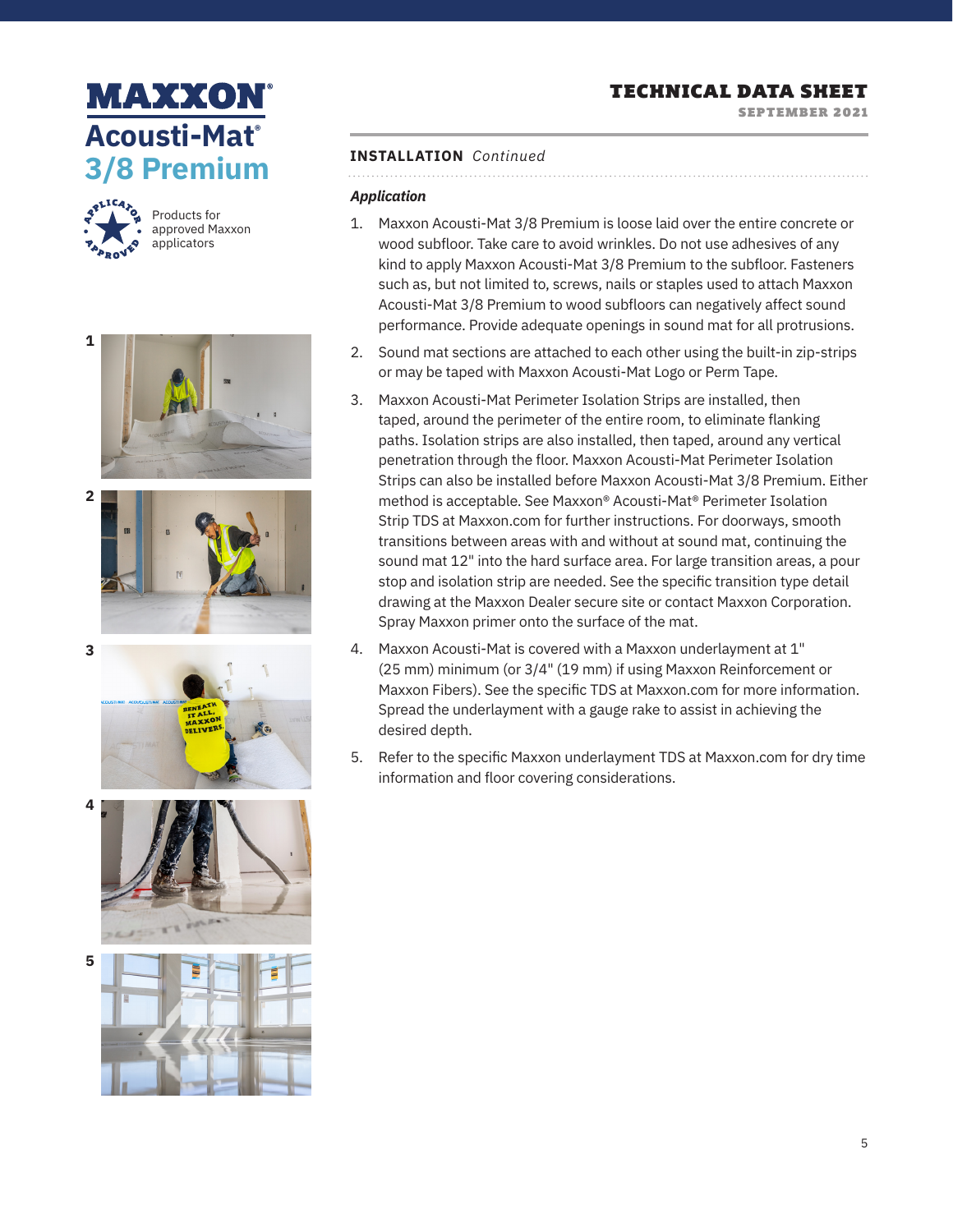# MAXXON® Acousti-Mat® 3/8 Premium

Products for approved Maxxon applicators

## TECHNICAL DATA SHEET

SEPTEMBER 2021

**INSTALLATION** *Continued*

### *Application*

1. Maxxon Acousti-Mat 3/8 Premium is loose laid over the entire concrete or wood subfloor. Take care to avoid wrinkles. Do not use adhesives of any kind to apply Maxxon Acousti-Mat 3/8 Premium to the subfloor. Fasteners such as, but not limited to, screws, nails or staples used to attach Maxxon Acousti-Mat 3/8 Premium to wood subfloors can negatively affect sound performance. Provide adequate openings in sound mat for all protrusions.
2. Sound mat sections are attached to each other using the built-in zip-strips or may be taped with Maxxon Acousti-Mat Logo or Perm Tape.
3. Maxxon Acousti-Mat Perimeter Isolation Strips are installed, then taped, around the perimeter of the entire room, to eliminate flanking paths. Isolation strips are also installed, then taped, around any vertical penetration through the floor. Maxxon Acousti-Mat Perimeter Isolation Strips can also be installed before Maxxon Acousti-Mat 3/8 Premium. Either method is acceptable. See Maxxon® Acousti-Mat® Perimeter Isolation Strip TDS at Maxxon.com for further instructions. For doorways, smooth transitions between areas with and without at sound mat, continuing the sound mat 12" into the hard surface area. For large transition areas, a pour stop and isolation strip are needed. See the specific transition type detail drawing at the Maxxon Dealer secure site or contact Maxxon Corporation. Spray Maxxon primer onto the surface of the mat.
4. Maxxon Acousti-Mat is covered with a Maxxon underlayment at 1" (25 mm) minimum (or 3/4" (19 mm) if using Maxxon Reinforcement or Maxxon Fibers). See the specific TDS at Maxxon.com for more information. Spread the underlayment with a gauge rake to assist in achieving the desired depth.
5. Refer to the specific Maxxon underlayment TDS at Maxxon.com for dry time information and floor covering considerations.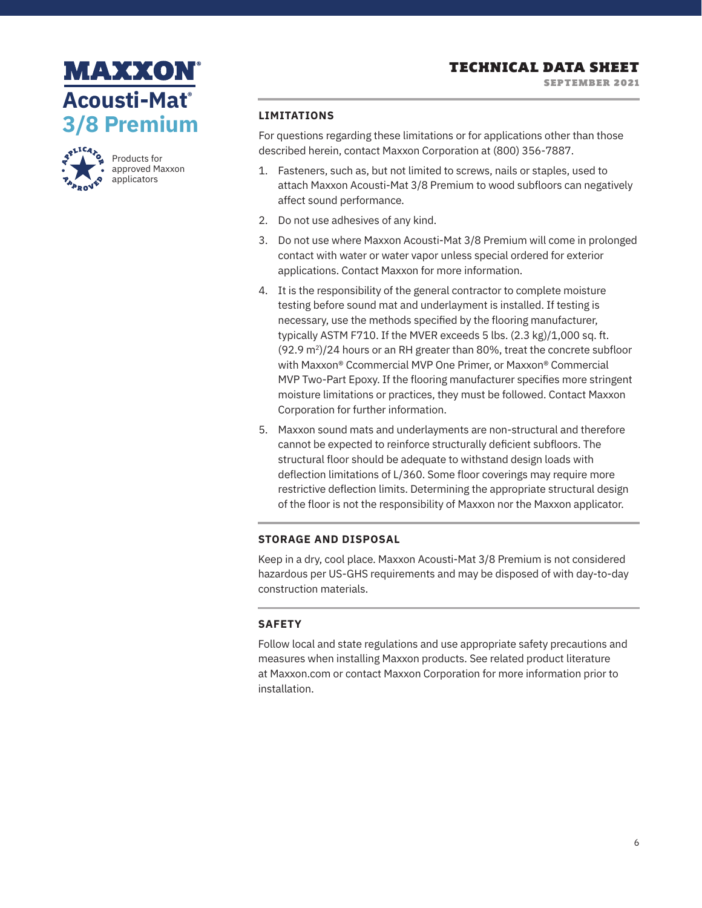# MAXXON®
## Acousti-Mat®
## 3/8 Premium

Products for approved Maxxon applicators

**TECHNICAL DATA SHEET**
SEPTEMBER 2021

### LIMITATIONS

For questions regarding these limitations or for applications other than those described herein, contact Maxxon Corporation at (800) 356-7887.

1. Fasteners, such as, but not limited to screws, nails or staples, used to attach Maxxon Acousti-Mat 3/8 Premium to wood subfloors can negatively affect sound performance.
2. Do not use adhesives of any kind.
3. Do not use where Maxxon Acousti-Mat 3/8 Premium will come in prolonged contact with water or water vapor unless special ordered for exterior applications. Contact Maxxon for more information.
4. It is the responsibility of the general contractor to complete moisture testing before sound mat and underlayment is installed. If testing is necessary, use the methods specified by the flooring manufacturer, typically ASTM F710. If the MVER exceeds 5 lbs. (2.3 kg)/1,000 sq. ft. (92.9 $m^2$)/24 hours or an RH greater than 80%, treat the concrete subfloor with Maxxon® Ccommercial MVP One Primer, or Maxxon® Commercial MVP Two-Part Epoxy. If the flooring manufacturer specifies more stringent moisture limitations or practices, they must be followed. Contact Maxxon Corporation for further information.
5. Maxxon sound mats and underlayments are non-structural and therefore cannot be expected to reinforce structurally deficient subfloors. The structural floor should be adequate to withstand design loads with deflection limitations of L/360. Some floor coverings may require more restrictive deflection limits. Determining the appropriate structural design of the floor is not the responsibility of Maxxon nor the Maxxon applicator.

### STORAGE AND DISPOSAL

Keep in a dry, cool place. Maxxon Acousti-Mat 3/8 Premium is not considered hazardous per US-GHS requirements and may be disposed of with day-to-day construction materials.

### SAFETY

Follow local and state regulations and use appropriate safety precautions and measures when installing Maxxon products. See related product literature at Maxxon.com or contact Maxxon Corporation for more information prior to installation.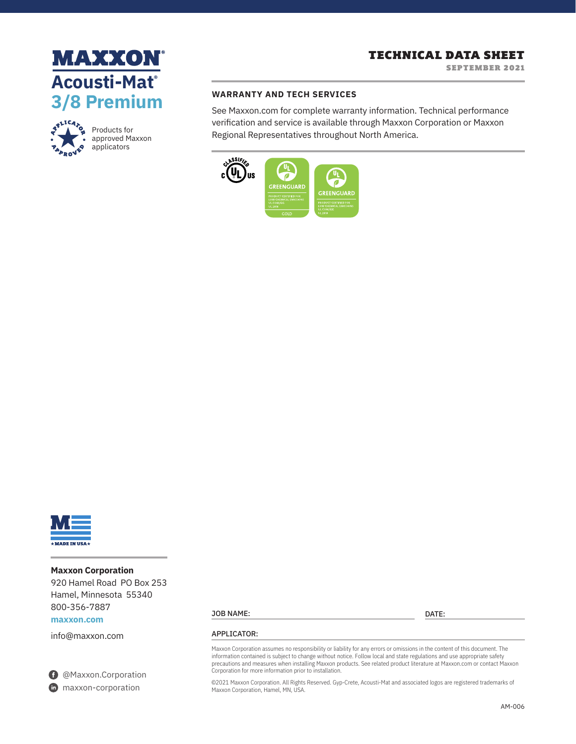# MAXXON®

## Acousti-Mat®

## 3/8 Premium

Products for approved Maxxon applicators

**TECHNICAL DATA SHEET**

**SEPTEMBER 2021**

### WARRANTY AND TECH SERVICES

See Maxxon.com for complete warranty information. Technical performance verification and service is available through Maxxon Corporation or Maxxon Regional Representatives throughout North America.

**Maxxon Corporation**
920 Hamel Road PO Box 253
Hamel, Minnesota 55340
800-356-7887
**maxxon.com**

info@maxxon.com

@Maxxon.Corporation
maxxon-corporation

JOB NAME: DATE:

APPLICATOR:

Maxxon Corporation assumes no responsibility or liability for any errors or omissions in the content of this document. The information contained is subject to change without notice. Follow local and state regulations and use appropriate safety precautions and measures when installing Maxxon products. See related product literature at Maxxon.com or contact Maxxon Corporation for more information prior to installation.

©2021 Maxxon Corporation. All Rights Reserved. Gyp-Crete, Acousti-Mat and associated logos are registered trademarks of Maxxon Corporation, Hamel, MN, USA.

AM-006